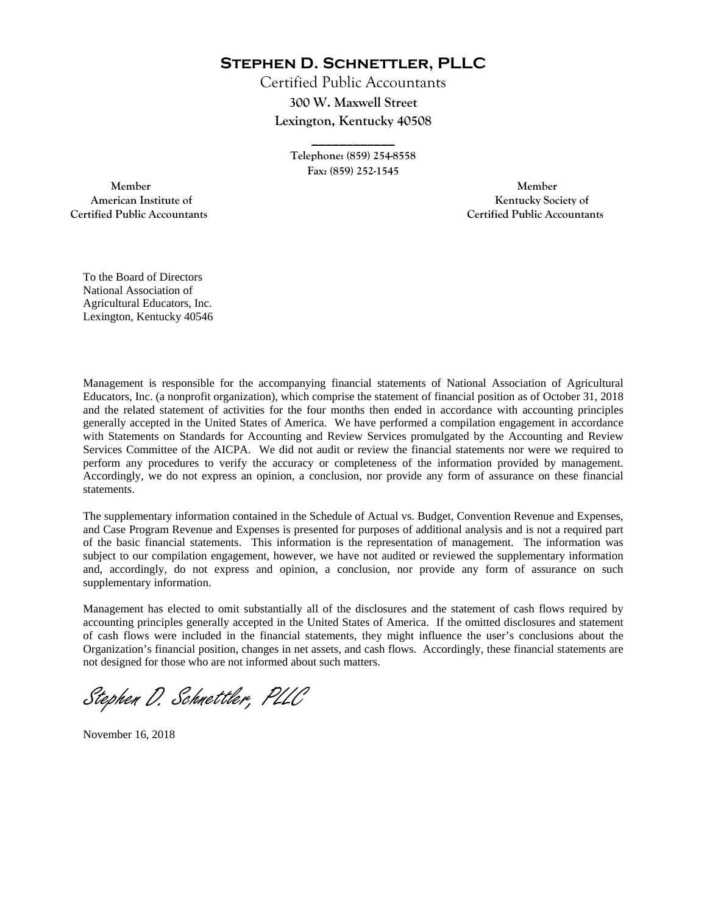# Stephen D. Schnettler, PLLC

Certified Public Accountants
**300 W. Maxwell Street**
**Lexington, Kentucky 40508**

---

**Telephone: (859) 254-8558**
**Fax: (859) 252-1545**

**Member**
**American Institute of**
**Certified Public Accountants**

**Member**
**Kentucky Society of**
**Certified Public Accountants**

To the Board of Directors
National Association of
Agricultural Educators, Inc.
Lexington, Kentucky 40546

Management is responsible for the accompanying financial statements of National Association of Agricultural Educators, Inc. (a nonprofit organization), which comprise the statement of financial position as of October 31, 2018 and the related statement of activities for the four months then ended in accordance with accounting principles generally accepted in the United States of America. We have performed a compilation engagement in accordance with Statements on Standards for Accounting and Review Services promulgated by the Accounting and Review Services Committee of the AICPA. We did not audit or review the financial statements nor were we required to perform any procedures to verify the accuracy or completeness of the information provided by management. Accordingly, we do not express an opinion, a conclusion, nor provide any form of assurance on these financial statements.

The supplementary information contained in the Schedule of Actual vs. Budget, Convention Revenue and Expenses, and Case Program Revenue and Expenses is presented for purposes of additional analysis and is not a required part of the basic financial statements. This information is the representation of management. The information was subject to our compilation engagement, however, we have not audited or reviewed the supplementary information and, accordingly, do not express and opinion, a conclusion, nor provide any form of assurance on such supplementary information.

Management has elected to omit substantially all of the disclosures and the statement of cash flows required by accounting principles generally accepted in the United States of America. If the omitted disclosures and statement of cash flows were included in the financial statements, they might influence the user's conclusions about the Organization's financial position, changes in net assets, and cash flows. Accordingly, these financial statements are not designed for those who are not informed about such matters.

*Stephen D. Schnettler, PLLC*

November 16, 2018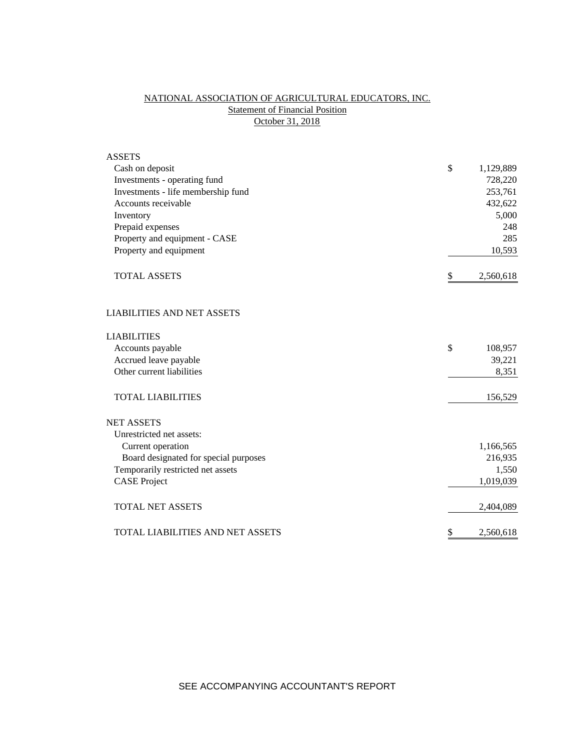# NATIONAL ASSOCIATION OF AGRICULTURAL EDUCATORS, INC.

## Statement of Financial Position

### October 31, 2018

| | | |
|---|---|---|
| **ASSETS** | | |
| Cash on deposit | $ | 1,129,889 |
| Investments - operating fund | | 728,220 |
| Investments - life membership fund | | 253,761 |
| Accounts receivable | | 432,622 |
| Inventory | | 5,000 |
| Prepaid expenses | | 248 |
| Property and equipment - CASE | | 285 |
| Property and equipment | | 10,593 |
| TOTAL ASSETS | $ | 2,560,618 |
| | | |
| **LIABILITIES AND NET ASSETS** | | |
| | | |
| **LIABILITIES** | | |
| Accounts payable | $ | 108,957 |
| Accrued leave payable | | 39,221 |
| Other current liabilities | | 8,351 |
| TOTAL LIABILITIES | | 156,529 |
| | | |
| **NET ASSETS** | | |
| Unrestricted net assets: | | |
| Current operation | | 1,166,565 |
| Board designated for special purposes | | 216,935 |
| Temporarily restricted net assets | | 1,550 |
| CASE Project | | 1,019,039 |
| TOTAL NET ASSETS | | 2,404,089 |
| | | |
| TOTAL LIABILITIES AND NET ASSETS | $ | 2,560,618 |

SEE ACCOMPANYING ACCOUNTANT'S REPORT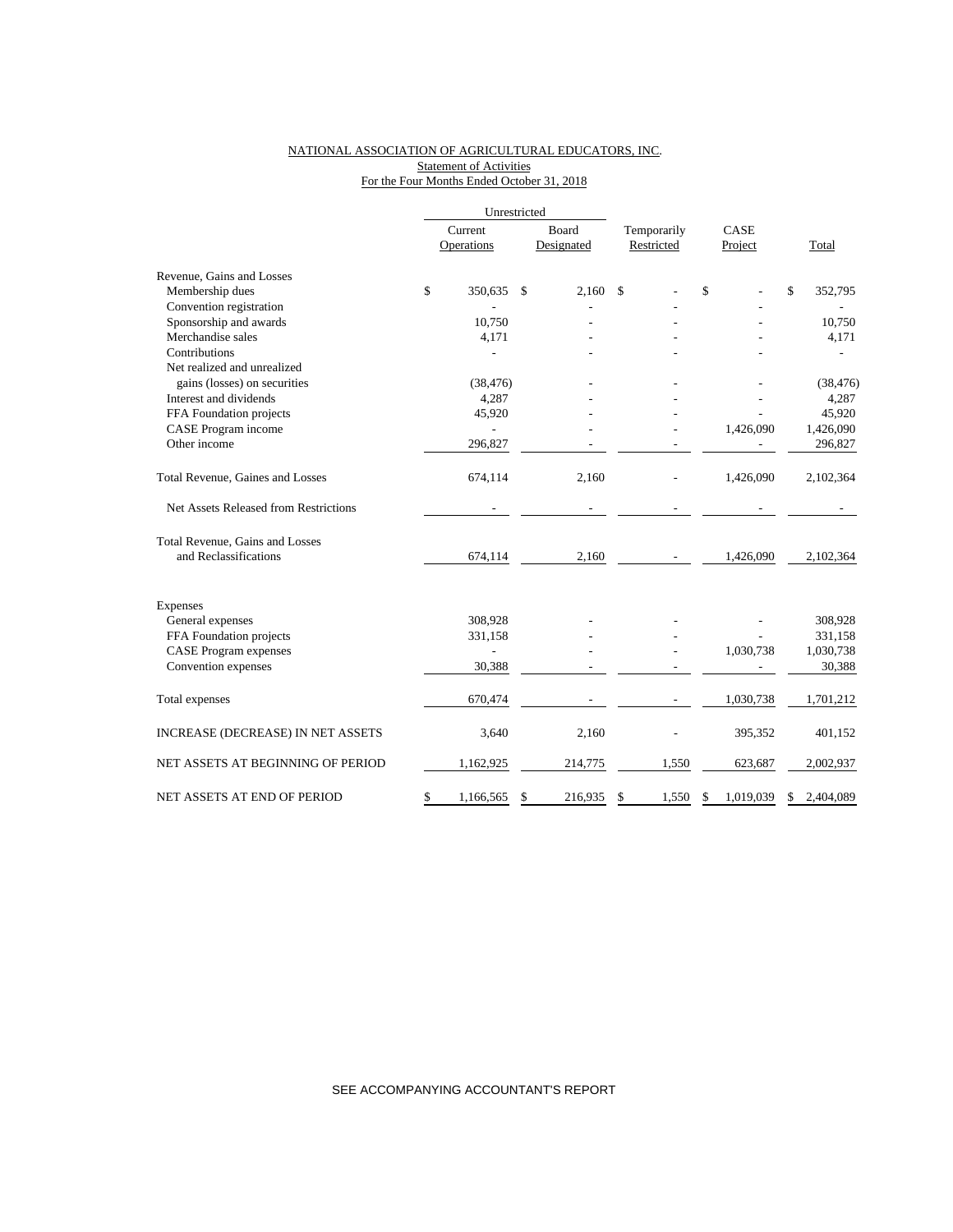NATIONAL ASSOCIATION OF AGRICULTURAL EDUCATORS, INC.
Statement of Activities
For the Four Months Ended October 31, 2018

| | Unrestricted | | | | |
|---|---|---|---|---|---|
| | Current Operations | Board Designated | Temporarily Restricted | CASE Project | Total |
| Revenue, Gains and Losses | | | | | |
| Membership dues | $ 350,635 | $ 2,160 | $ - | $ - | $ 352,795 |
| Convention registration | - | - | - | - | - |
| Sponsorship and awards | 10,750 | - | - | - | 10,750 |
| Merchandise sales | 4,171 | - | - | - | 4,171 |
| Contributions | - | - | - | - | - |
| Net realized and unrealized gains (losses) on securities | (38,476) | - | - | - | (38,476) |
| Interest and dividends | 4,287 | - | - | - | 4,287 |
| FFA Foundation projects | 45,920 | - | - | - | 45,920 |
| CASE Program income | - | - | - | 1,426,090 | 1,426,090 |
| Other income | 296,827 | - | - | - | 296,827 |
| Total Revenue, Gaines and Losses | 674,114 | 2,160 | - | 1,426,090 | 2,102,364 |
| Net Assets Released from Restrictions | - | - | - | - | - |
| Total Revenue, Gains and Losses and Reclassifications | 674,114 | 2,160 | - | 1,426,090 | 2,102,364 |
| Expenses | | | | | |
| General expenses | 308,928 | - | - | - | 308,928 |
| FFA Foundation projects | 331,158 | - | - | - | 331,158 |
| CASE Program expenses | - | - | - | 1,030,738 | 1,030,738 |
| Convention expenses | 30,388 | - | - | - | 30,388 |
| Total expenses | 670,474 | - | - | 1,030,738 | 1,701,212 |
| INCREASE (DECREASE) IN NET ASSETS | 3,640 | 2,160 | - | 395,352 | 401,152 |
| NET ASSETS AT BEGINNING OF PERIOD | 1,162,925 | 214,775 | 1,550 | 623,687 | 2,002,937 |
| NET ASSETS AT END OF PERIOD | $ 1,166,565 | $ 216,935 | $ 1,550 | $ 1,019,039 | $ 2,404,089 |

SEE ACCOMPANYING ACCOUNTANT'S REPORT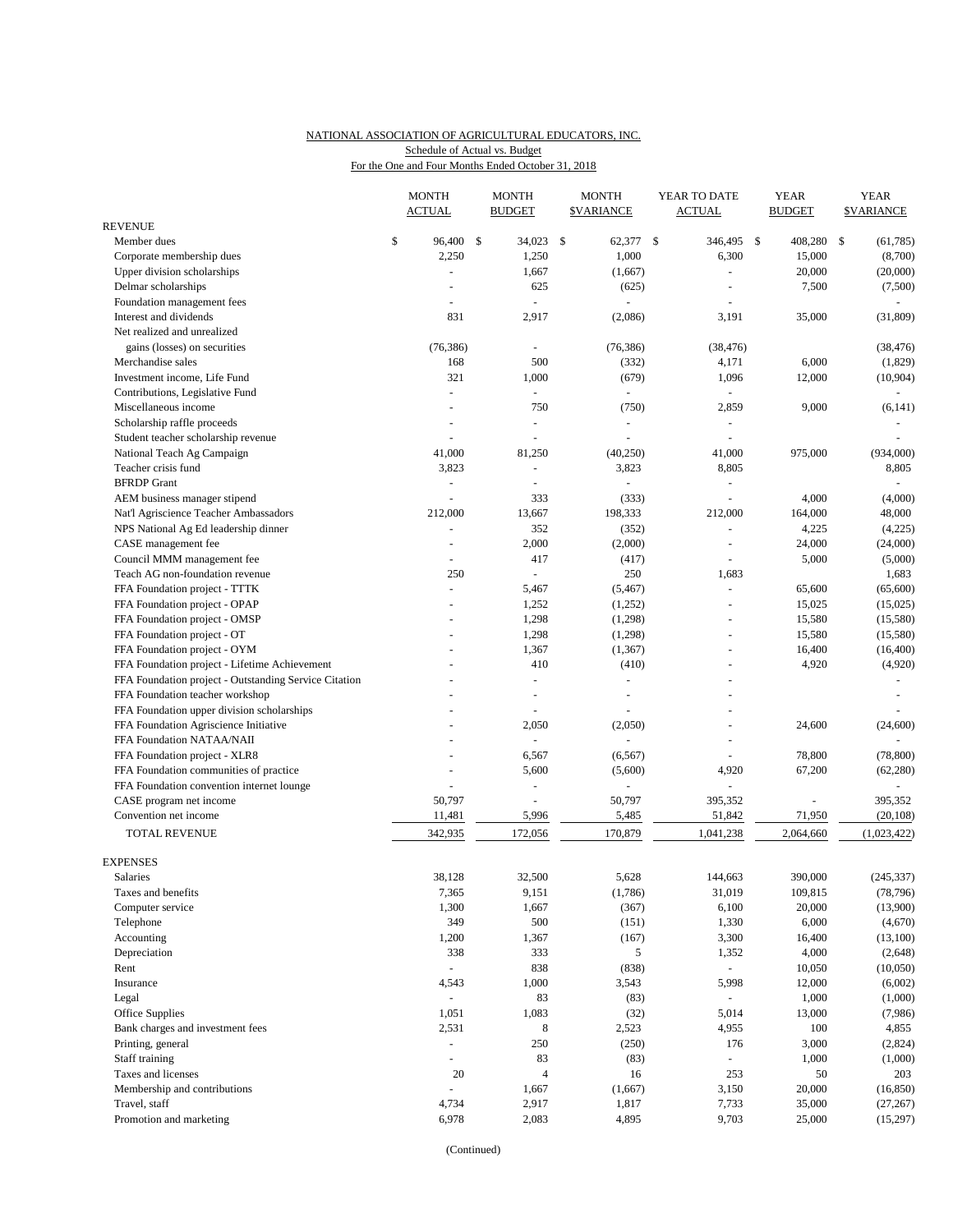NATIONAL ASSOCIATION OF AGRICULTURAL EDUCATORS, INC.
Schedule of Actual vs. Budget
For the One and Four Months Ended October 31, 2018

| | MONTH ACTUAL | MONTH BUDGET | MONTH $VARIANCE | YEAR TO DATE ACTUAL | YEAR BUDGET | YEAR $VARIANCE |
|---|---|---|---|---|---|---|
| **REVENUE** | | | | | | |
| Member dues | $ 96,400 | $ 34,023 | $ 62,377 | $ 346,495 | $ 408,280 | $ (61,785) |
| Corporate membership dues | 2,250 | 1,250 | 1,000 | 6,300 | 15,000 | (8,700) |
| Upper division scholarships | - | 1,667 | (1,667) | - | 20,000 | (20,000) |
| Delmar scholarships | - | 625 | (625) | - | 7,500 | (7,500) |
| Foundation management fees | - | - | - | - | | - |
| Interest and dividends | 831 | 2,917 | (2,086) | 3,191 | 35,000 | (31,809) |
| Net realized and unrealized gains (losses) on securities | (76,386) | - | (76,386) | (38,476) | | (38,476) |
| Merchandise sales | 168 | 500 | (332) | 4,171 | 6,000 | (1,829) |
| Investment income, Life Fund | 321 | 1,000 | (679) | 1,096 | 12,000 | (10,904) |
| Contributions, Legislative Fund | - | - | - | - | | - |
| Miscellaneous income | - | 750 | (750) | 2,859 | 9,000 | (6,141) |
| Scholarship raffle proceeds | - | - | - | - | | - |
| Student teacher scholarship revenue | - | - | - | - | | - |
| National Teach Ag Campaign | 41,000 | 81,250 | (40,250) | 41,000 | 975,000 | (934,000) |
| Teacher crisis fund | 3,823 | - | 3,823 | 8,805 | | 8,805 |
| BFRDP Grant | - | - | - | - | | - |
| AEM business manager stipend | - | 333 | (333) | - | 4,000 | (4,000) |
| Nat'l Agriscience Teacher Ambassadors | 212,000 | 13,667 | 198,333 | 212,000 | 164,000 | 48,000 |
| NPS National Ag Ed leadership dinner | - | 352 | (352) | - | 4,225 | (4,225) |
| CASE management fee | - | 2,000 | (2,000) | - | 24,000 | (24,000) |
| Council MMM management fee | - | 417 | (417) | - | 5,000 | (5,000) |
| Teach AG non-foundation revenue | 250 | - | 250 | 1,683 | | 1,683 |
| FFA Foundation project - TTTK | - | 5,467 | (5,467) | - | 65,600 | (65,600) |
| FFA Foundation project - OPAP | - | 1,252 | (1,252) | - | 15,025 | (15,025) |
| FFA Foundation project - OMSP | - | 1,298 | (1,298) | - | 15,580 | (15,580) |
| FFA Foundation project - OT | - | 1,298 | (1,298) | - | 15,580 | (15,580) |
| FFA Foundation project - OYM | - | 1,367 | (1,367) | - | 16,400 | (16,400) |
| FFA Foundation project - Lifetime Achievement | - | 410 | (410) | - | 4,920 | (4,920) |
| FFA Foundation project - Outstanding Service Citation | - | - | - | - | | - |
| FFA Foundation teacher workshop | - | - | - | - | | - |
| FFA Foundation upper division scholarships | - | - | - | - | | - |
| FFA Foundation Agriscience Initiative | - | 2,050 | (2,050) | - | 24,600 | (24,600) |
| FFA Foundation NATAA/NAII | - | - | - | - | | - |
| FFA Foundation project - XLR8 | - | 6,567 | (6,567) | - | 78,800 | (78,800) |
| FFA Foundation communities of practice | - | 5,600 | (5,600) | 4,920 | 67,200 | (62,280) |
| FFA Foundation convention internet lounge | - | - | - | - | | - |
| CASE program net income | 50,797 | - | 50,797 | 395,352 | - | 395,352 |
| Convention net income | 11,481 | 5,996 | 5,485 | 51,842 | 71,950 | (20,108) |
| TOTAL REVENUE | 342,935 | 172,056 | 170,879 | 1,041,238 | 2,064,660 | (1,023,422) |
| **EXPENSES** | | | | | | |
| Salaries | 38,128 | 32,500 | 5,628 | 144,663 | 390,000 | (245,337) |
| Taxes and benefits | 7,365 | 9,151 | (1,786) | 31,019 | 109,815 | (78,796) |
| Computer service | 1,300 | 1,667 | (367) | 6,100 | 20,000 | (13,900) |
| Telephone | 349 | 500 | (151) | 1,330 | 6,000 | (4,670) |
| Accounting | 1,200 | 1,367 | (167) | 3,300 | 16,400 | (13,100) |
| Depreciation | 338 | 333 | 5 | 1,352 | 4,000 | (2,648) |
| Rent | - | 838 | (838) | - | 10,050 | (10,050) |
| Insurance | 4,543 | 1,000 | 3,543 | 5,998 | 12,000 | (6,002) |
| Legal | - | 83 | (83) | - | 1,000 | (1,000) |
| Office Supplies | 1,051 | 1,083 | (32) | 5,014 | 13,000 | (7,986) |
| Bank charges and investment fees | 2,531 | 8 | 2,523 | 4,955 | 100 | 4,855 |
| Printing, general | - | 250 | (250) | 176 | 3,000 | (2,824) |
| Staff training | - | 83 | (83) | - | 1,000 | (1,000) |
| Taxes and licenses | 20 | 4 | 16 | 253 | 50 | 203 |
| Membership and contributions | - | 1,667 | (1,667) | 3,150 | 20,000 | (16,850) |
| Travel, staff | 4,734 | 2,917 | 1,817 | 7,733 | 35,000 | (27,267) |
| Promotion and marketing | 6,978 | 2,083 | 4,895 | 9,703 | 25,000 | (15,297) |

(Continued)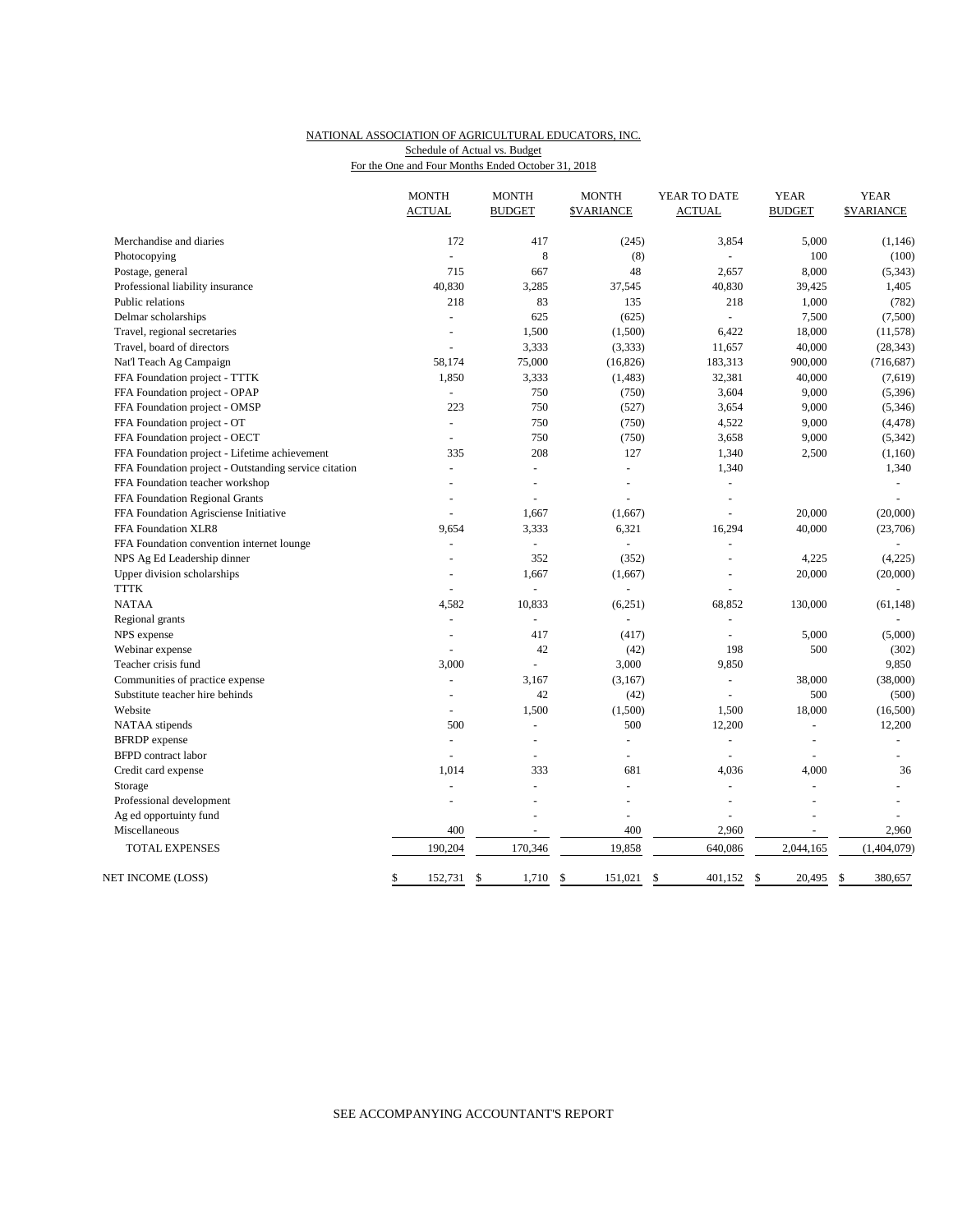NATIONAL ASSOCIATION OF AGRICULTURAL EDUCATORS, INC.
Schedule of Actual vs. Budget
For the One and Four Months Ended October 31, 2018

| | MONTH ACTUAL | MONTH BUDGET | MONTH $VARIANCE | YEAR TO DATE ACTUAL | YEAR BUDGET | YEAR $VARIANCE |
|---|---|---|---|---|---|---|
| Merchandise and diaries | 172 | 417 | (245) | 3,854 | 5,000 | (1,146) |
| Photocopying | - | 8 | (8) | - | 100 | (100) |
| Postage, general | 715 | 667 | 48 | 2,657 | 8,000 | (5,343) |
| Professional liability insurance | 40,830 | 3,285 | 37,545 | 40,830 | 39,425 | 1,405 |
| Public relations | 218 | 83 | 135 | 218 | 1,000 | (782) |
| Delmar scholarships | - | 625 | (625) | - | 7,500 | (7,500) |
| Travel, regional secretaries | - | 1,500 | (1,500) | 6,422 | 18,000 | (11,578) |
| Travel, board of directors | - | 3,333 | (3,333) | 11,657 | 40,000 | (28,343) |
| Nat'l Teach Ag Campaign | 58,174 | 75,000 | (16,826) | 183,313 | 900,000 | (716,687) |
| FFA Foundation project - TTTK | 1,850 | 3,333 | (1,483) | 32,381 | 40,000 | (7,619) |
| FFA Foundation project - OPAP | - | 750 | (750) | 3,604 | 9,000 | (5,396) |
| FFA Foundation project - OMSP | 223 | 750 | (527) | 3,654 | 9,000 | (5,346) |
| FFA Foundation project - OT | - | 750 | (750) | 4,522 | 9,000 | (4,478) |
| FFA Foundation project - OECT | - | 750 | (750) | 3,658 | 9,000 | (5,342) |
| FFA Foundation project - Lifetime achievement | 335 | 208 | 127 | 1,340 | 2,500 | (1,160) |
| FFA Foundation project - Outstanding service citation | - | - | - | 1,340 | | 1,340 |
| FFA Foundation teacher workshop | - | - | - | - | | - |
| FFA Foundation Regional Grants | - | - | - | - | | - |
| FFA Foundation Agrisciense Initiative | - | 1,667 | (1,667) | - | 20,000 | (20,000) |
| FFA Foundation XLR8 | 9,654 | 3,333 | 6,321 | 16,294 | 40,000 | (23,706) |
| FFA Foundation convention internet lounge | - | - | - | - | | - |
| NPS Ag Ed Leadership dinner | - | 352 | (352) | - | 4,225 | (4,225) |
| Upper division scholarships | - | 1,667 | (1,667) | - | 20,000 | (20,000) |
| TTTK | - | - | - | - | | - |
| NATAA | 4,582 | 10,833 | (6,251) | 68,852 | 130,000 | (61,148) |
| Regional grants | - | - | - | - | | - |
| NPS expense | - | 417 | (417) | - | 5,000 | (5,000) |
| Webinar expense | - | 42 | (42) | 198 | 500 | (302) |
| Teacher crisis fund | 3,000 | - | 3,000 | 9,850 | | 9,850 |
| Communities of practice expense | - | 3,167 | (3,167) | - | 38,000 | (38,000) |
| Substitute teacher hire behinds | - | 42 | (42) | - | 500 | (500) |
| Website | - | 1,500 | (1,500) | 1,500 | 18,000 | (16,500) |
| NATAA stipends | 500 | - | 500 | 12,200 | - | 12,200 |
| BFRDP expense | - | - | - | - | - | - |
| BFPD contract labor | - | - | - | - | - | - |
| Credit card expense | 1,014 | 333 | 681 | 4,036 | 4,000 | 36 |
| Storage | - | - | - | - | - | - |
| Professional development | - | - | - | - | - | - |
| Ag ed opportuinty fund | | - | - | - | - | - |
| Miscellaneous | 400 | - | 400 | 2,960 | - | 2,960 |
| TOTAL EXPENSES | 190,204 | 170,346 | 19,858 | 640,086 | 2,044,165 | (1,404,079) |
| NET INCOME (LOSS) | $ 152,731 | $ 1,710 | $ 151,021 | $ 401,152 | $ 20,495 | $ 380,657 |

SEE ACCOMPANYING ACCOUNTANT'S REPORT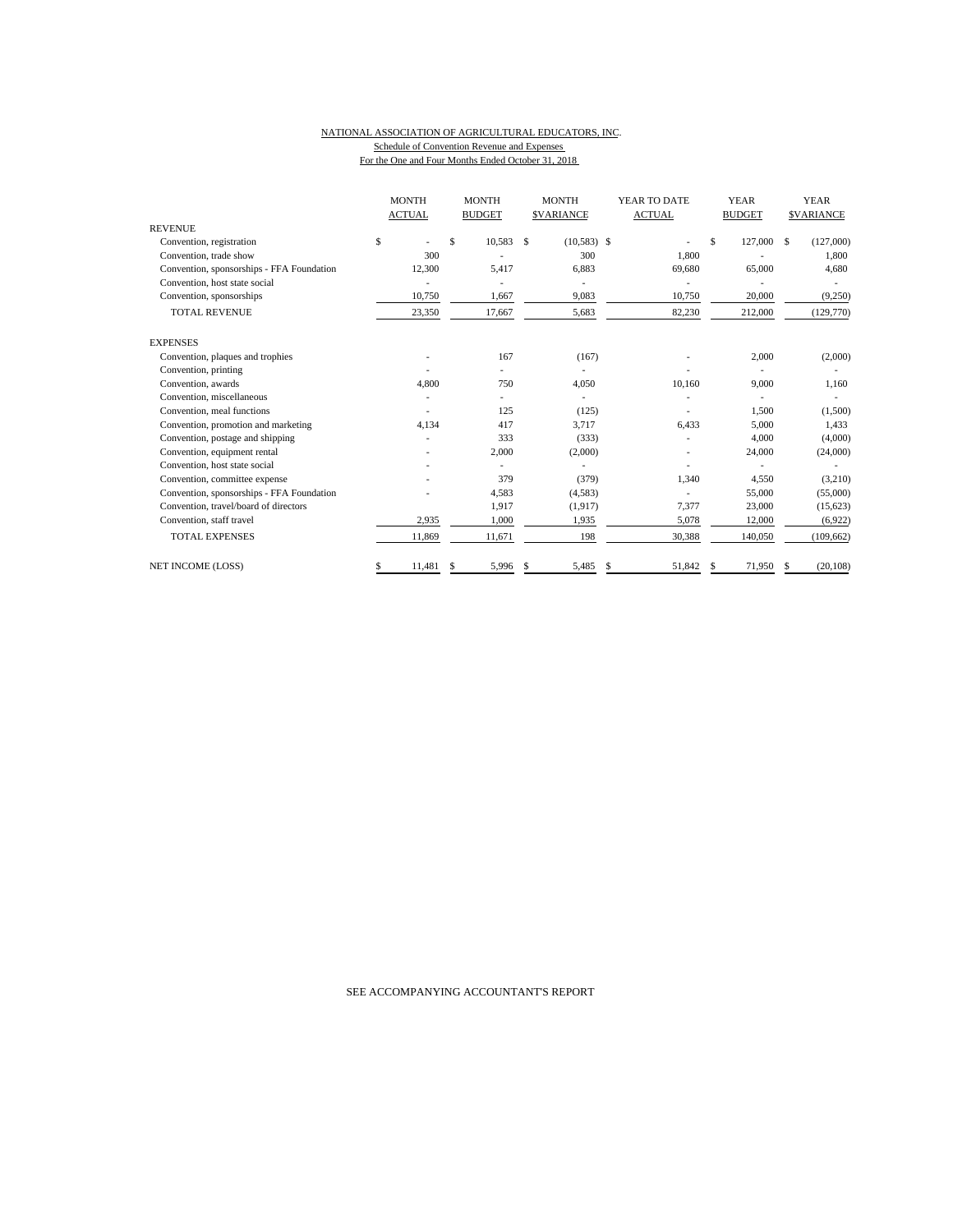NATIONAL ASSOCIATION OF AGRICULTURAL EDUCATORS, INC.

Schedule of Convention Revenue and Expenses

For the One and Four Months Ended October 31, 2018

| | MONTH ACTUAL | MONTH BUDGET | MONTH $VARIANCE | YEAR TO DATE ACTUAL | YEAR BUDGET | YEAR $VARIANCE |
|---|---|---|---|---|---|---|
| REVENUE | | | | | | |
| Convention, registration | $ - | $ 10,583 | $ (10,583) | $ - | $ 127,000 | $ (127,000) |
| Convention, trade show | 300 | - | 300 | 1,800 | - | 1,800 |
| Convention, sponsorships - FFA Foundation | 12,300 | 5,417 | 6,883 | 69,680 | 65,000 | 4,680 |
| Convention, host state social | - | - | - | - | - | - |
| Convention, sponsorships | 10,750 | 1,667 | 9,083 | 10,750 | 20,000 | (9,250) |
| TOTAL REVENUE | 23,350 | 17,667 | 5,683 | 82,230 | 212,000 | (129,770) |
| EXPENSES | | | | | | |
| Convention, plaques and trophies | - | 167 | (167) | - | 2,000 | (2,000) |
| Convention, printing | - | - | - | - | - | - |
| Convention, awards | 4,800 | 750 | 4,050 | 10,160 | 9,000 | 1,160 |
| Convention, miscellaneous | - | - | - | - | - | - |
| Convention, meal functions | - | 125 | (125) | - | 1,500 | (1,500) |
| Convention, promotion and marketing | 4,134 | 417 | 3,717 | 6,433 | 5,000 | 1,433 |
| Convention, postage and shipping | - | 333 | (333) | - | 4,000 | (4,000) |
| Convention, equipment rental | - | 2,000 | (2,000) | - | 24,000 | (24,000) |
| Convention, host state social | - | - | - | - | - | - |
| Convention, committee expense | - | 379 | (379) | 1,340 | 4,550 | (3,210) |
| Convention, sponsorships - FFA Foundation | - | 4,583 | (4,583) | - | 55,000 | (55,000) |
| Convention, travel/board of directors | | 1,917 | (1,917) | 7,377 | 23,000 | (15,623) |
| Convention, staff travel | 2,935 | 1,000 | 1,935 | 5,078 | 12,000 | (6,922) |
| TOTAL EXPENSES | 11,869 | 11,671 | 198 | 30,388 | 140,050 | (109,662) |
| NET INCOME (LOSS) | $ 11,481 | $ 5,996 | $ 5,485 | $ 51,842 | $ 71,950 | $ (20,108) |

SEE ACCOMPANYING ACCOUNTANT'S REPORT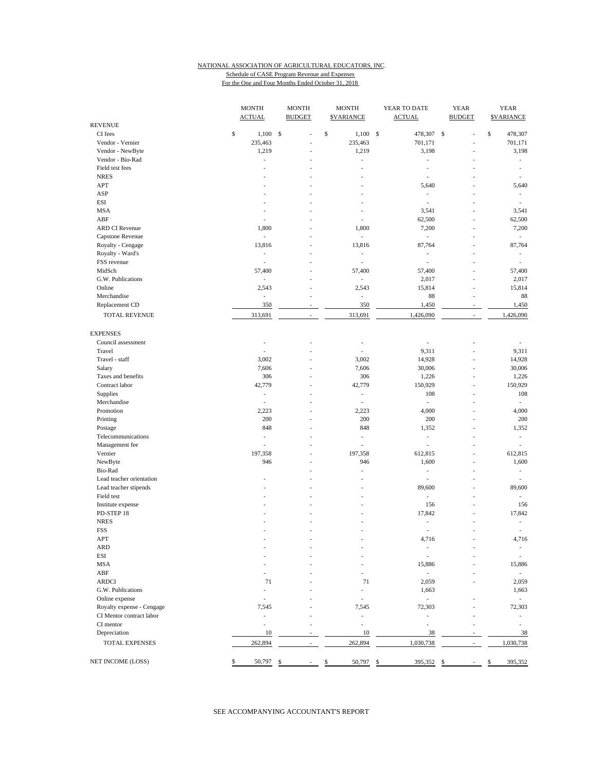NATIONAL ASSOCIATION OF AGRICULTURAL EDUCATORS, INC.

Schedule of CASE Program Revenue and Expenses

For the One and Four Months Ended October 31, 2018

| | MONTH ACTUAL | MONTH BUDGET | MONTH $VARIANCE | YEAR TO DATE ACTUAL | YEAR BUDGET | YEAR $VARIANCE |
|---|---|---|---|---|---|---|
| REVENUE | | | | | | |
| CI fees | $ 1,100 | $ - | $ 1,100 | $ 478,307 | $ - | $ 478,307 |
| Vendor - Vernier | 235,463 | - | 235,463 | 701,171 | - | 701,171 |
| Vendor - NewByte | 1,219 | - | 1,219 | 3,198 | - | 3,198 |
| Vendor - Bio-Rad | - | - | - | - | - | - |
| Field test fees | - | - | - | - | - | - |
| NRES | - | - | - | - | - | - |
| APT | - | - | - | 5,640 | - | 5,640 |
| ASP | - | - | - | - | - | - |
| ESI | - | - | - | - | - | - |
| MSA | - | - | - | 3,541 | - | 3,541 |
| ABF | - | - | - | 62,500 | - | 62,500 |
| ARD CI Revenue | 1,800 | - | 1,800 | 7,200 | - | 7,200 |
| Capstone Revenue | - | - | - | - | - | - |
| Royalty - Cengage | 13,816 | - | 13,816 | 87,764 | - | 87,764 |
| Royalty - Ward's | - | - | - | - | - | - |
| FSS revenue | - | - | - | - | - | - |
| MidSch | 57,400 | - | 57,400 | 57,400 | - | 57,400 |
| G.W. Publications | - | - | - | 2,017 | - | 2,017 |
| Online | 2,543 | - | 2,543 | 15,814 | - | 15,814 |
| Merchandise | - | - | - | 88 | - | 88 |
| Replacement CD | 350 | - | 350 | 1,450 | - | 1,450 |
| TOTAL REVENUE | 313,691 | - | 313,691 | 1,426,090 | - | 1,426,090 |
| EXPENSES | | | | | | |
| Council assessment | - | - | - | - | - | - |
| Travel | - | - | - | 9,311 | - | 9,311 |
| Travel - staff | 3,002 | - | 3,002 | 14,928 | - | 14,928 |
| Salary | 7,606 | - | 7,606 | 30,006 | - | 30,006 |
| Taxes and benefits | 306 | - | 306 | 1,226 | - | 1,226 |
| Contract labor | 42,779 | - | 42,779 | 150,929 | - | 150,929 |
| Supplies | - | - | - | 108 | - | 108 |
| Merchandise | - | - | - | - | - | - |
| Promotion | 2,223 | - | 2,223 | 4,000 | - | 4,000 |
| Printing | 200 | - | 200 | 200 | - | 200 |
| Postage | 848 | - | 848 | 1,352 | - | 1,352 |
| Telecommunications | - | - | - | - | - | - |
| Management fee | - | - | - | - | - | - |
| Vernier | 197,358 | - | 197,358 | 612,815 | - | 612,815 |
| NewByte | 946 | - | 946 | 1,600 | - | 1,600 |
| Bio-Rad | | - | - | - | - | - |
| Lead teacher orientation | - | - | - | - | - | - |
| Lead teacher stipends | - | - | - | 89,600 | - | 89,600 |
| Field test | - | - | - | - | - | - |
| Institute expense | - | - | - | 156 | - | 156 |
| PD-STEP 18 | - | - | - | 17,842 | - | 17,842 |
| NRES | - | - | - | - | - | - |
| FSS | - | - | - | - | - | - |
| APT | - | - | - | 4,716 | - | 4,716 |
| ARD | - | - | - | - | - | - |
| ESI | - | - | - | - | - | - |
| MSA | - | - | - | 15,886 | - | 15,886 |
| ABF | - | - | - | - | - | - |
| ARDCI | 71 | - | 71 | 2,059 | - | 2,059 |
| G.W. Publications | - | - | - | 1,663 | | 1,663 |
| Online expense | - | - | - | - | - | - |
| Royalty expense - Cengage | 7,545 | - | 7,545 | 72,303 | - | 72,303 |
| CI Mentor contract labor | - | - | - | - | - | - |
| CI mentor | - | - | - | - | - | - |
| Depreciation | 10 | - | 10 | 38 | - | 38 |
| TOTAL EXPENSES | 262,894 | - | 262,894 | 1,030,738 | - | 1,030,738 |
| NET INCOME (LOSS) | $ 50,797 | $ - | $ 50,797 | $ 395,352 | $ - | $ 395,352 |

SEE ACCOMPANYING ACCOUNTANT'S REPORT